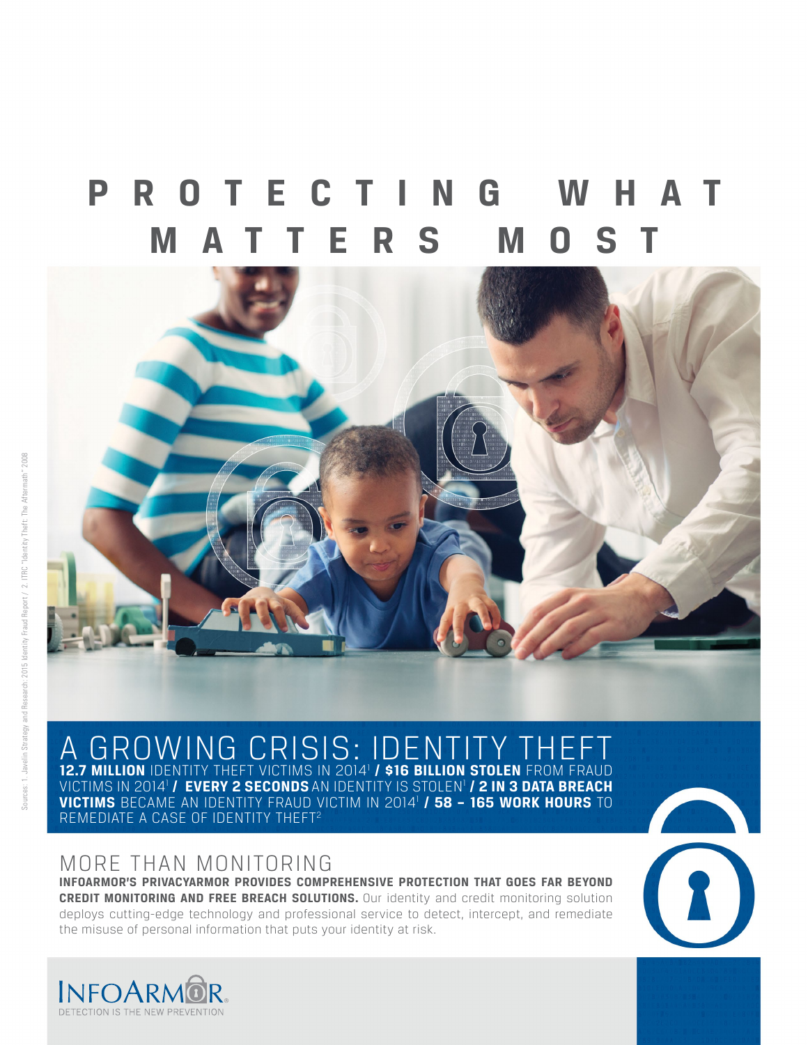# PROTECTING WHAT MATTERS MOST

## A GROWING CRISIS: IDENTITY THEFT

**12.7 MILLION** IDENTITY THEFT VICTIMS IN 2014[1] **/ $16 BILLION STOLEN** FROM FRAUD VICTIMS IN 2014[1] **/ EVERY 2 SECONDS** AN IDENTITY IS STOLEN[1] **/ 2 IN 3 DATA BREACH VICTIMS** BECAME AN IDENTITY FRAUD VICTIM IN 2014[1] **/ 58 – 165 WORK HOURS** TO REMEDIATE A CASE OF IDENTITY THEFT[2]

## MORE THAN MONITORING

**INFOARMOR'S PRIVACYARMOR PROVIDES COMPREHENSIVE PROTECTION THAT GOES FAR BEYOND CREDIT MONITORING AND FREE BREACH SOLUTIONS.** Our identity and credit monitoring solution deploys cutting-edge technology and professional service to detect, intercept, and remediate the misuse of personal information that puts your identity at risk.

INFOARMOR®

DETECTION IS THE NEW PREVENTION

Sources: 1. Javelin Strategy and Research: 2015 Identity Fraud Report / 2. ITRC "Identity Theft: The Aftermath" 2008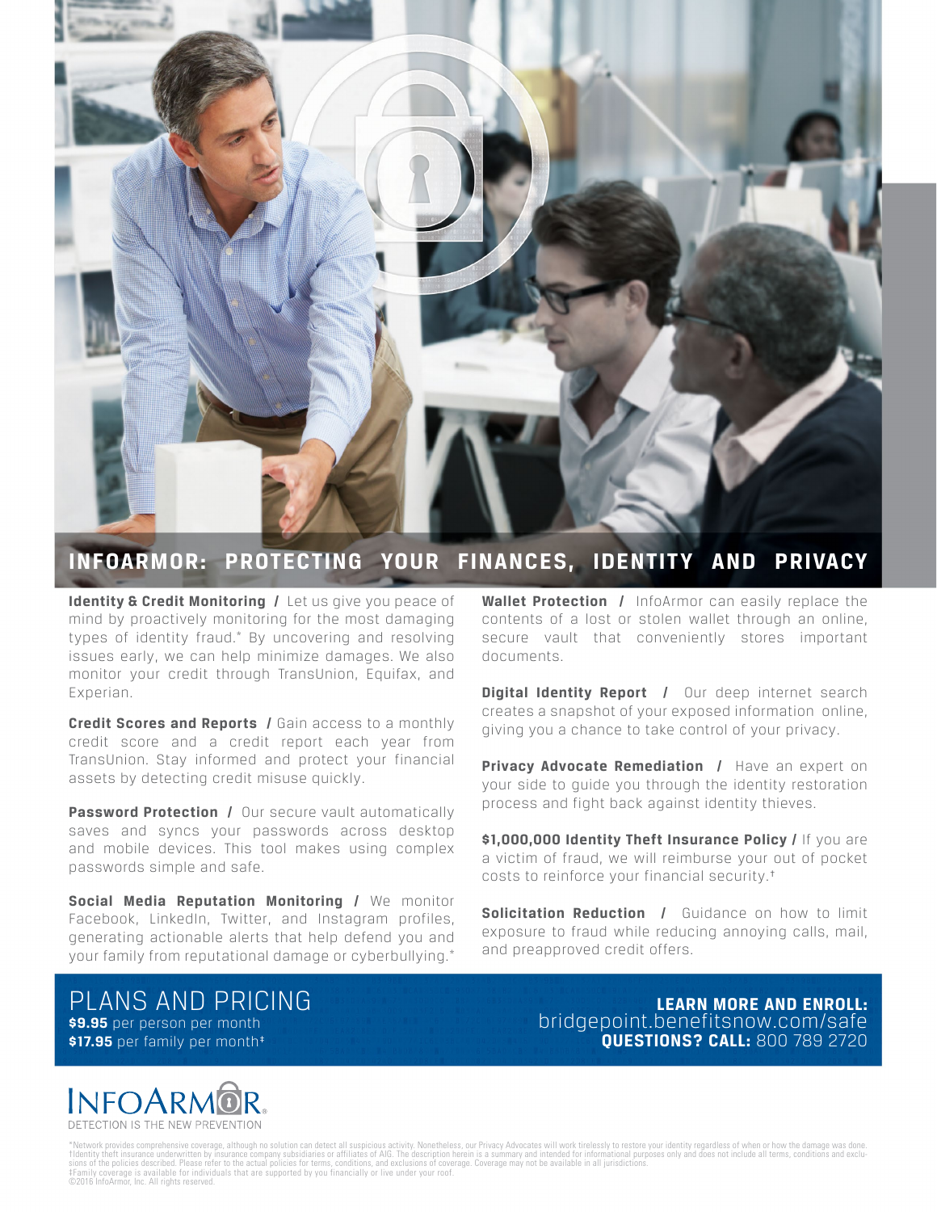# INFOARMOR: PROTECTING YOUR FINANCES, IDENTITY AND PRIVACY

**Identity & Credit Monitoring /** Let us give you peace of mind by proactively monitoring for the most damaging types of identity fraud.* By uncovering and resolving issues early, we can help minimize damages. We also monitor your credit through TransUnion, Equifax, and Experian.

**Credit Scores and Reports /** Gain access to a monthly credit score and a credit report each year from TransUnion. Stay informed and protect your financial assets by detecting credit misuse quickly.

**Password Protection /** Our secure vault automatically saves and syncs your passwords across desktop and mobile devices. This tool makes using complex passwords simple and safe.

**Social Media Reputation Monitoring /** We monitor Facebook, LinkedIn, Twitter, and Instagram profiles, generating actionable alerts that help defend you and your family from reputational damage or cyberbullying.*

**Wallet Protection /** InfoArmor can easily replace the contents of a lost or stolen wallet through an online, secure vault that conveniently stores important documents.

**Digital Identity Report /** Our deep internet search creates a snapshot of your exposed information online, giving you a chance to take control of your privacy.

**Privacy Advocate Remediation /** Have an expert on your side to guide you through the identity restoration process and fight back against identity thieves.

**$1,000,000 Identity Theft Insurance Policy /** If you are a victim of fraud, we will reimburse your out of pocket costs to reinforce your financial security.†

**Solicitation Reduction /** Guidance on how to limit exposure to fraud while reducing annoying calls, mail, and preapproved credit offers.

## PLANS AND PRICING

**$9.95** per person per month
**$17.95** per family per month‡

**LEARN MORE AND ENROLL:**
bridgepoint.benefitsnow.com/safe
**QUESTIONS? CALL:** 800 789 2720

INFOARMOR®
DETECTION IS THE NEW PREVENTION

*Network provides comprehensive coverage, although no solution can detect all suspicious activity. Nonetheless, our Privacy Advocates will work tirelessly to restore your identity regardless of when or how the damage was done.
†Identity theft insurance underwritten by insurance company subsidiaries or affiliates of AIG. The description herein is a summary and intended for informational purposes only and does not include all terms, conditions and exclusions of the policies described. Please refer to the actual policies for terms, conditions, and exclusions of coverage. Coverage may not be available in all jurisdictions.
‡Family coverage is available for individuals that are supported by you financially or live under your roof.
©2016 InfoArmor, Inc. All rights reserved.